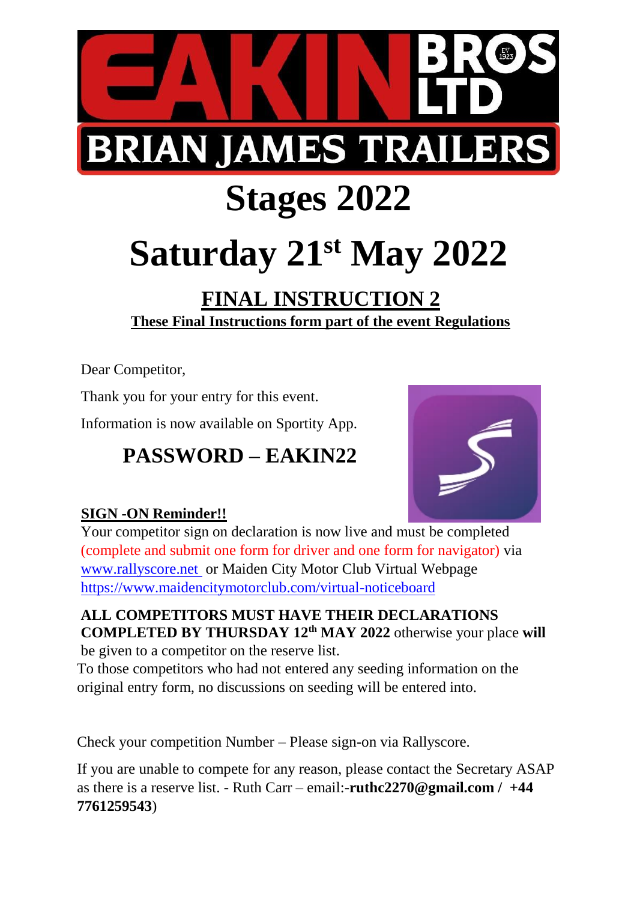# EAKIN BROS LTD BRIAN JAMES TRAILERS

# Stages 2022

# Saturday 21st May 2022

## FINAL INSTRUCTION 2

**These Final Instructions form part of the event Regulations**

Dear Competitor,

Thank you for your entry for this event.

Information is now available on Sportity App.

## PASSWORD – EAKIN22

**SIGN -ON Reminder!!**

Your competitor sign on declaration is now live and must be completed (complete and submit one form for driver and one form for navigator) via www.rallyscore.net or Maiden City Motor Club Virtual Webpage https://www.maidencitymotorclub.com/virtual-noticeboard

**ALL COMPETITORS MUST HAVE THEIR DECLARATIONS COMPLETED BY THURSDAY 12th MAY 2022** otherwise your place **will** be given to a competitor on the reserve list.

To those competitors who had not entered any seeding information on the original entry form, no discussions on seeding will be entered into.

Check your competition Number – Please sign-on via Rallyscore.

If you are unable to compete for any reason, please contact the Secretary ASAP as there is a reserve list. - Ruth Carr – email:-**ruthc2270@gmail.com / +44 7761259543**)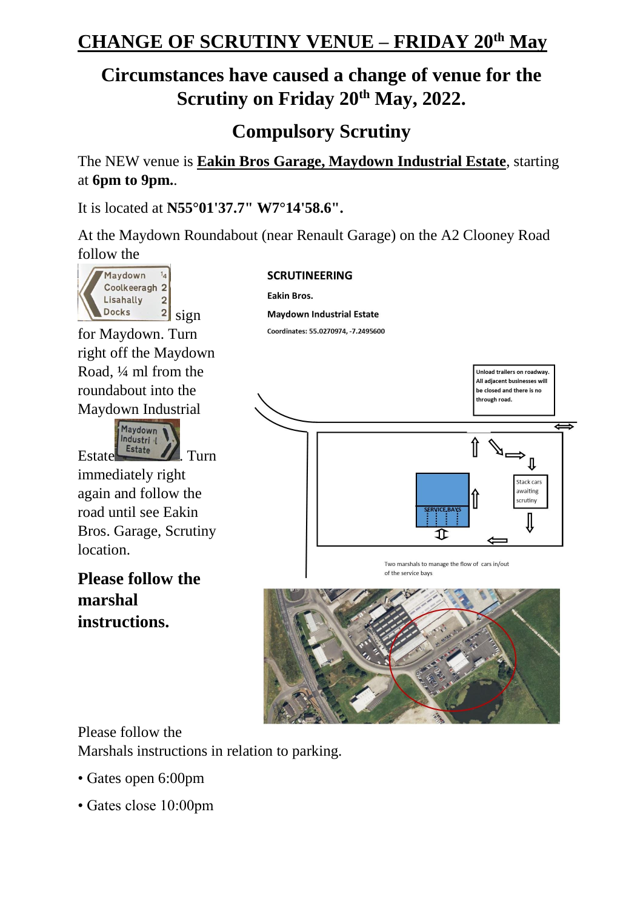# CHANGE OF SCRUTINY VENUE – FRIDAY 20th May

## Circumstances have caused a change of venue for the Scrutiny on Friday 20th May, 2022.

## Compulsory Scrutiny

The NEW venue is **Eakin Bros Garage, Maydown Industrial Estate**, starting at **6pm to 9pm.**.

It is located at **N55°01'37.7" W7°14'58.6".**

At the Maydown Roundabout (near Renault Garage) on the A2 Clooney Road follow the sign for Maydown. Turn right off the Maydown Road, ¼ ml from the roundabout into the Maydown Industrial Estate. Turn immediately right again and follow the road until see Eakin Bros. Garage, Scrutiny location.

**Please follow the marshal instructions.**

**SCRUTINEERING**

**Eakin Bros.**

**Maydown Industrial Estate**

**Coordinates: 55.0270974, -7.2495600**

**Unload trailers on roadway. All adjacent businesses will be closed and there is no through road.**

Stack cars awaiting scrutiny

SERVICE BAYS

Two marshals to manage the flow of cars in/out of the service bays

Please follow the Marshals instructions in relation to parking.

- Gates open 6:00pm
- Gates close 10:00pm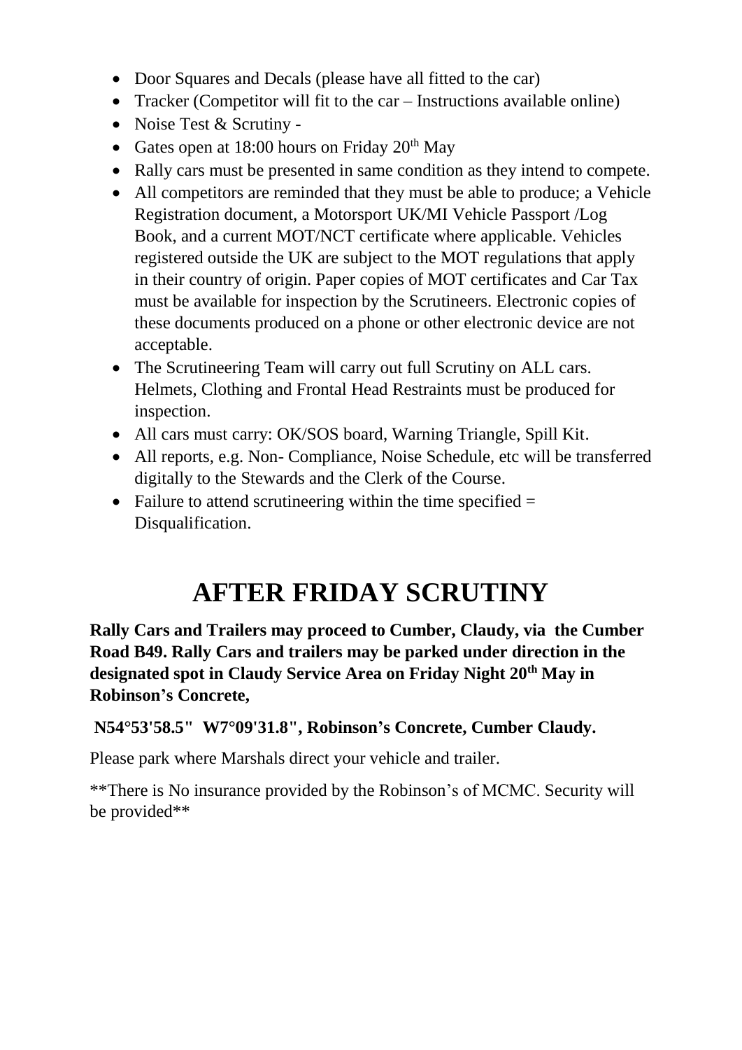- Door Squares and Decals (please have all fitted to the car)
- Tracker (Competitor will fit to the car – Instructions available online)
- Noise Test & Scrutiny -
- Gates open at 18:00 hours on Friday 20th May
- Rally cars must be presented in same condition as they intend to compete.
- All competitors are reminded that they must be able to produce; a Vehicle Registration document, a Motorsport UK/MI Vehicle Passport /Log Book, and a current MOT/NCT certificate where applicable. Vehicles registered outside the UK are subject to the MOT regulations that apply in their country of origin. Paper copies of MOT certificates and Car Tax must be available for inspection by the Scrutineers. Electronic copies of these documents produced on a phone or other electronic device are not acceptable.
- The Scrutineering Team will carry out full Scrutiny on ALL cars. Helmets, Clothing and Frontal Head Restraints must be produced for inspection.
- All cars must carry: OK/SOS board, Warning Triangle, Spill Kit.
- All reports, e.g. Non- Compliance, Noise Schedule, etc will be transferred digitally to the Stewards and the Clerk of the Course.
- Failure to attend scrutineering within the time specified = Disqualification.

# AFTER FRIDAY SCRUTINY

**Rally Cars and Trailers may proceed to Cumber, Claudy, via the Cumber Road B49. Rally Cars and trailers may be parked under direction in the designated spot in Claudy Service Area on Friday Night 20th May in Robinson's Concrete,**

**N54°53'58.5" W7°09'31.8", Robinson's Concrete, Cumber Claudy.**

Please park where Marshals direct your vehicle and trailer.

**There is No insurance provided by the Robinson's of MCMC. Security will be provided**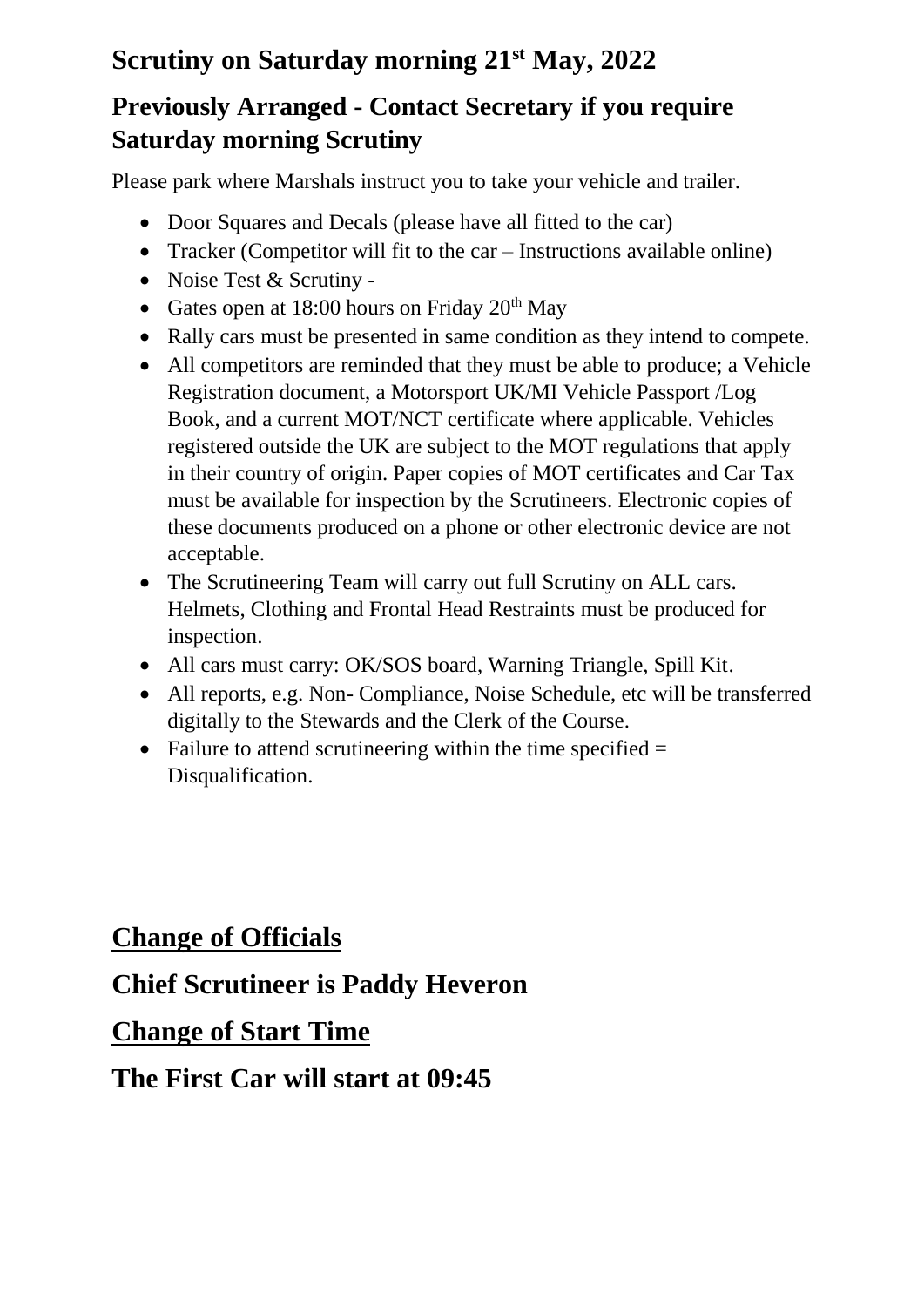## Scrutiny on Saturday morning 21st May, 2022

## Previously Arranged - Contact Secretary if you require Saturday morning Scrutiny

Please park where Marshals instruct you to take your vehicle and trailer.

- Door Squares and Decals (please have all fitted to the car)
- Tracker (Competitor will fit to the car – Instructions available online)
- Noise Test & Scrutiny -
- Gates open at 18:00 hours on Friday 20th May
- Rally cars must be presented in same condition as they intend to compete.
- All competitors are reminded that they must be able to produce; a Vehicle Registration document, a Motorsport UK/MI Vehicle Passport /Log Book, and a current MOT/NCT certificate where applicable. Vehicles registered outside the UK are subject to the MOT regulations that apply in their country of origin. Paper copies of MOT certificates and Car Tax must be available for inspection by the Scrutineers. Electronic copies of these documents produced on a phone or other electronic device are not acceptable.
- The Scrutineering Team will carry out full Scrutiny on ALL cars. Helmets, Clothing and Frontal Head Restraints must be produced for inspection.
- All cars must carry: OK/SOS board, Warning Triangle, Spill Kit.
- All reports, e.g. Non- Compliance, Noise Schedule, etc will be transferred digitally to the Stewards and the Clerk of the Course.
- Failure to attend scrutineering within the time specified = Disqualification.

## <u>Change of Officials</u>

## Chief Scrutineer is Paddy Heveron

## <u>Change of Start Time</u>

## The First Car will start at 09:45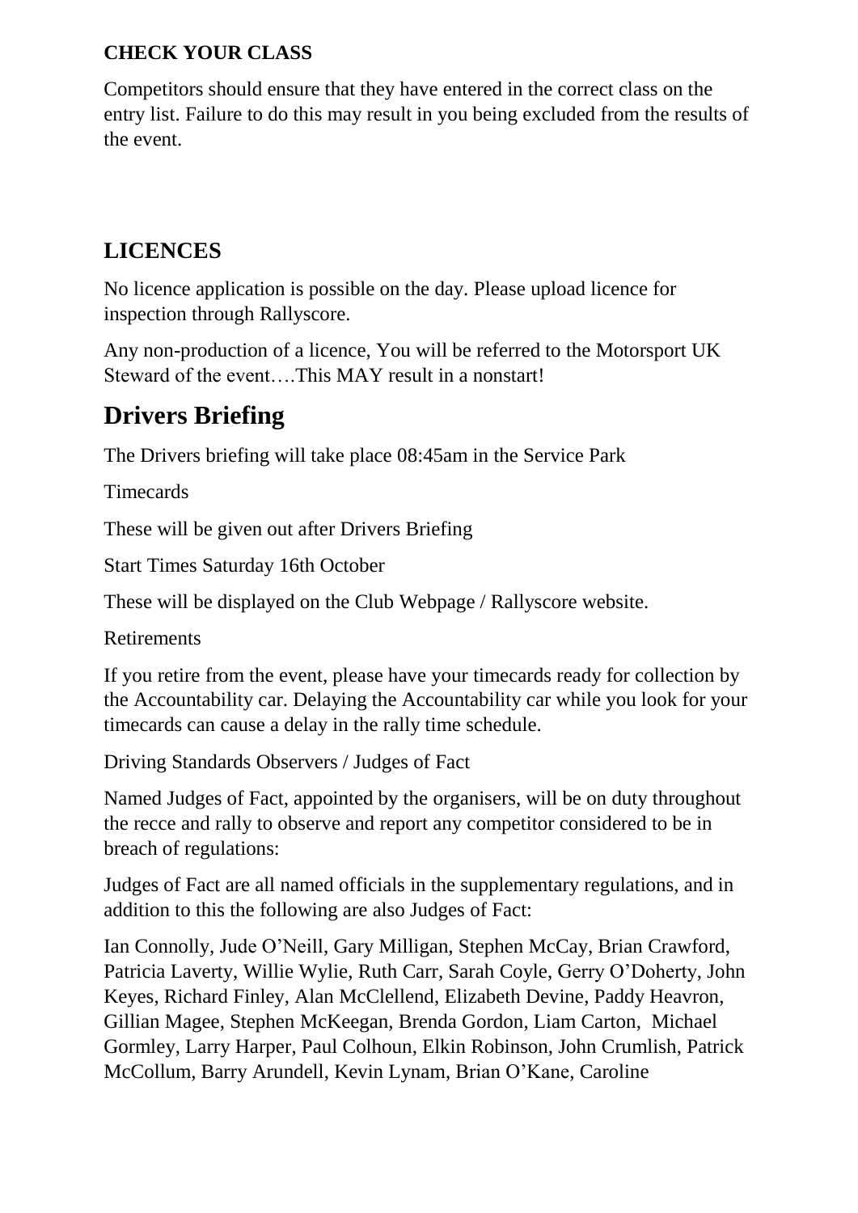**CHECK YOUR CLASS**

Competitors should ensure that they have entered in the correct class on the entry list. Failure to do this may result in you being excluded from the results of the event.

## LICENCES

No licence application is possible on the day. Please upload licence for inspection through Rallyscore.

Any non-production of a licence, You will be referred to the Motorsport UK Steward of the event….This MAY result in a nonstart!

# Drivers Briefing

The Drivers briefing will take place 08:45am in the Service Park

Timecards

These will be given out after Drivers Briefing

Start Times Saturday 16th October

These will be displayed on the Club Webpage / Rallyscore website.

Retirements

If you retire from the event, please have your timecards ready for collection by the Accountability car. Delaying the Accountability car while you look for your timecards can cause a delay in the rally time schedule.

Driving Standards Observers / Judges of Fact

Named Judges of Fact, appointed by the organisers, will be on duty throughout the recce and rally to observe and report any competitor considered to be in breach of regulations:

Judges of Fact are all named officials in the supplementary regulations, and in addition to this the following are also Judges of Fact:

Ian Connolly, Jude O'Neill, Gary Milligan, Stephen McCay, Brian Crawford, Patricia Laverty, Willie Wylie, Ruth Carr, Sarah Coyle, Gerry O'Doherty, John Keyes, Richard Finley, Alan McClellend, Elizabeth Devine, Paddy Heavron, Gillian Magee, Stephen McKeegan, Brenda Gordon, Liam Carton, Michael Gormley, Larry Harper, Paul Colhoun, Elkin Robinson, John Crumlish, Patrick McCollum, Barry Arundell, Kevin Lynam, Brian O'Kane, Caroline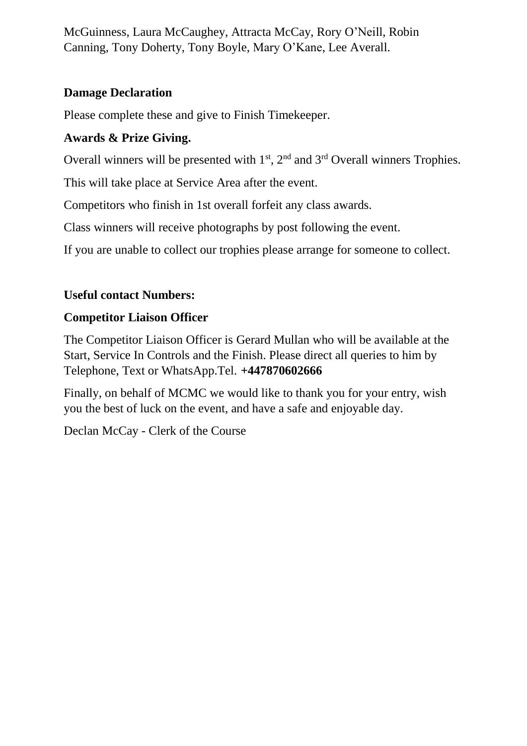McGuinness, Laura McCaughey, Attracta McCay, Rory O'Neill, Robin Canning, Tony Doherty, Tony Boyle, Mary O'Kane, Lee Averall.

**Damage Declaration**

Please complete these and give to Finish Timekeeper.

**Awards & Prize Giving.**

Overall winners will be presented with 1st, 2nd and 3rd Overall winners Trophies.

This will take place at Service Area after the event.

Competitors who finish in 1st overall forfeit any class awards.

Class winners will receive photographs by post following the event.

If you are unable to collect our trophies please arrange for someone to collect.

**Useful contact Numbers:**

**Competitor Liaison Officer**

The Competitor Liaison Officer is Gerard Mullan who will be available at the Start, Service In Controls and the Finish. Please direct all queries to him by Telephone, Text or WhatsApp.Tel. **+447870602666**

Finally, on behalf of MCMC we would like to thank you for your entry, wish you the best of luck on the event, and have a safe and enjoyable day.

Declan McCay - Clerk of the Course